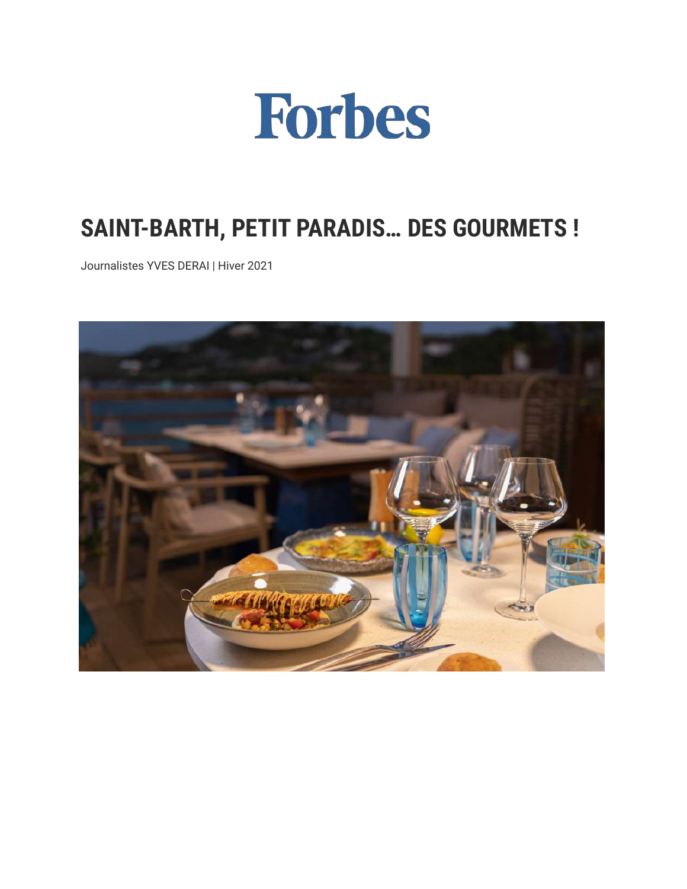Forbes

# SAINT-BARTH, PETIT PARADIS… DES GOURMETS !

Journalistes YVES DERAI | Hiver 2021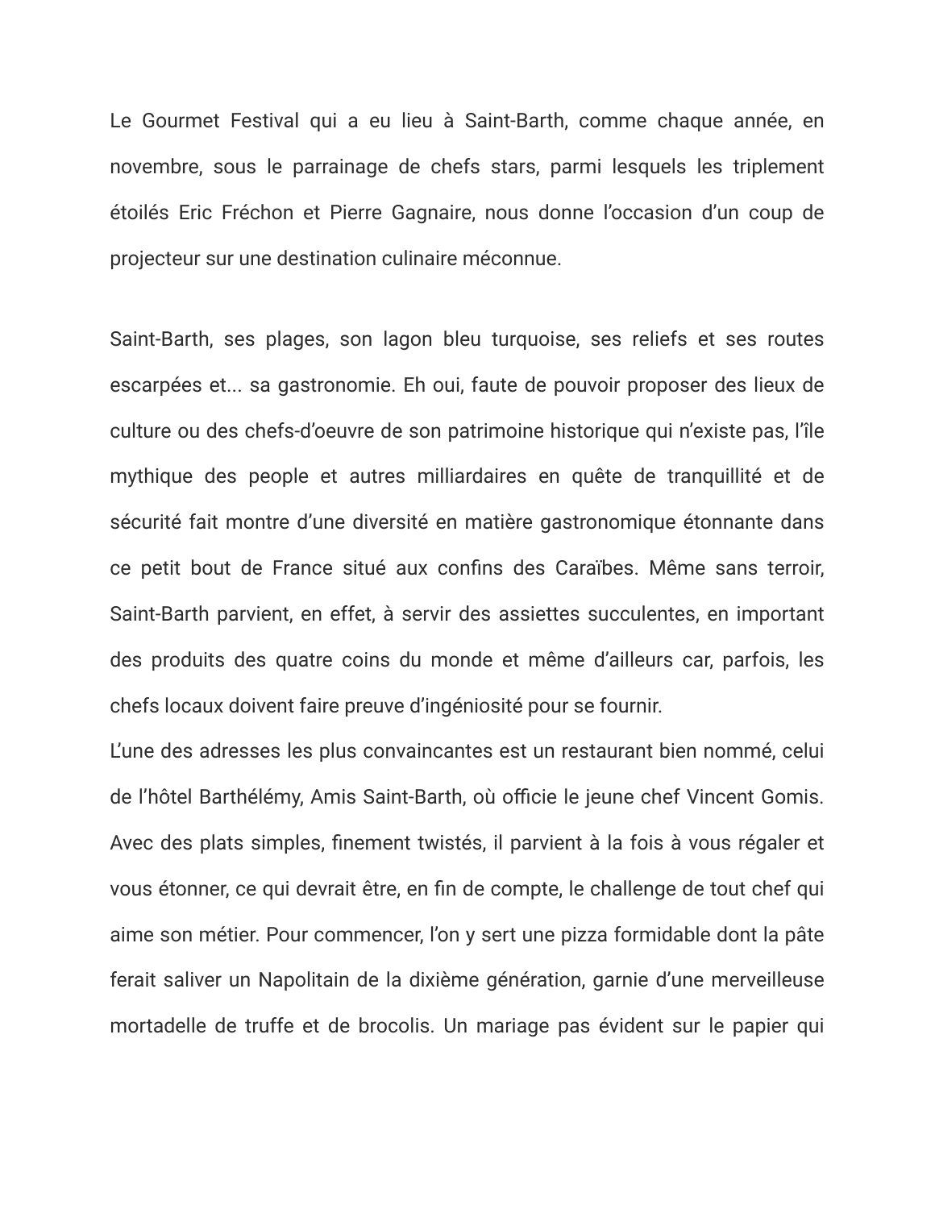Le Gourmet Festival qui a eu lieu à Saint-Barth, comme chaque année, en novembre, sous le parrainage de chefs stars, parmi lesquels les triplement étoilés Eric Fréchon et Pierre Gagnaire, nous donne l'occasion d'un coup de projecteur sur une destination culinaire méconnue.

Saint-Barth, ses plages, son lagon bleu turquoise, ses reliefs et ses routes escarpées et... sa gastronomie. Eh oui, faute de pouvoir proposer des lieux de culture ou des chefs-d'oeuvre de son patrimoine historique qui n'existe pas, l'île mythique des people et autres milliardaires en quête de tranquillité et de sécurité fait montre d'une diversité en matière gastronomique étonnante dans ce petit bout de France situé aux confins des Caraïbes. Même sans terroir, Saint-Barth parvient, en effet, à servir des assiettes succulentes, en important des produits des quatre coins du monde et même d'ailleurs car, parfois, les chefs locaux doivent faire preuve d'ingéniosité pour se fournir.

L'une des adresses les plus convaincantes est un restaurant bien nommé, celui de l'hôtel Barthélémy, Amis Saint-Barth, où officie le jeune chef Vincent Gomis. Avec des plats simples, finement twistés, il parvient à la fois à vous régaler et vous étonner, ce qui devrait être, en fin de compte, le challenge de tout chef qui aime son métier. Pour commencer, l'on y sert une pizza formidable dont la pâte ferait saliver un Napolitain de la dixième génération, garnie d'une merveilleuse mortadelle de truffe et de brocolis. Un mariage pas évident sur le papier qui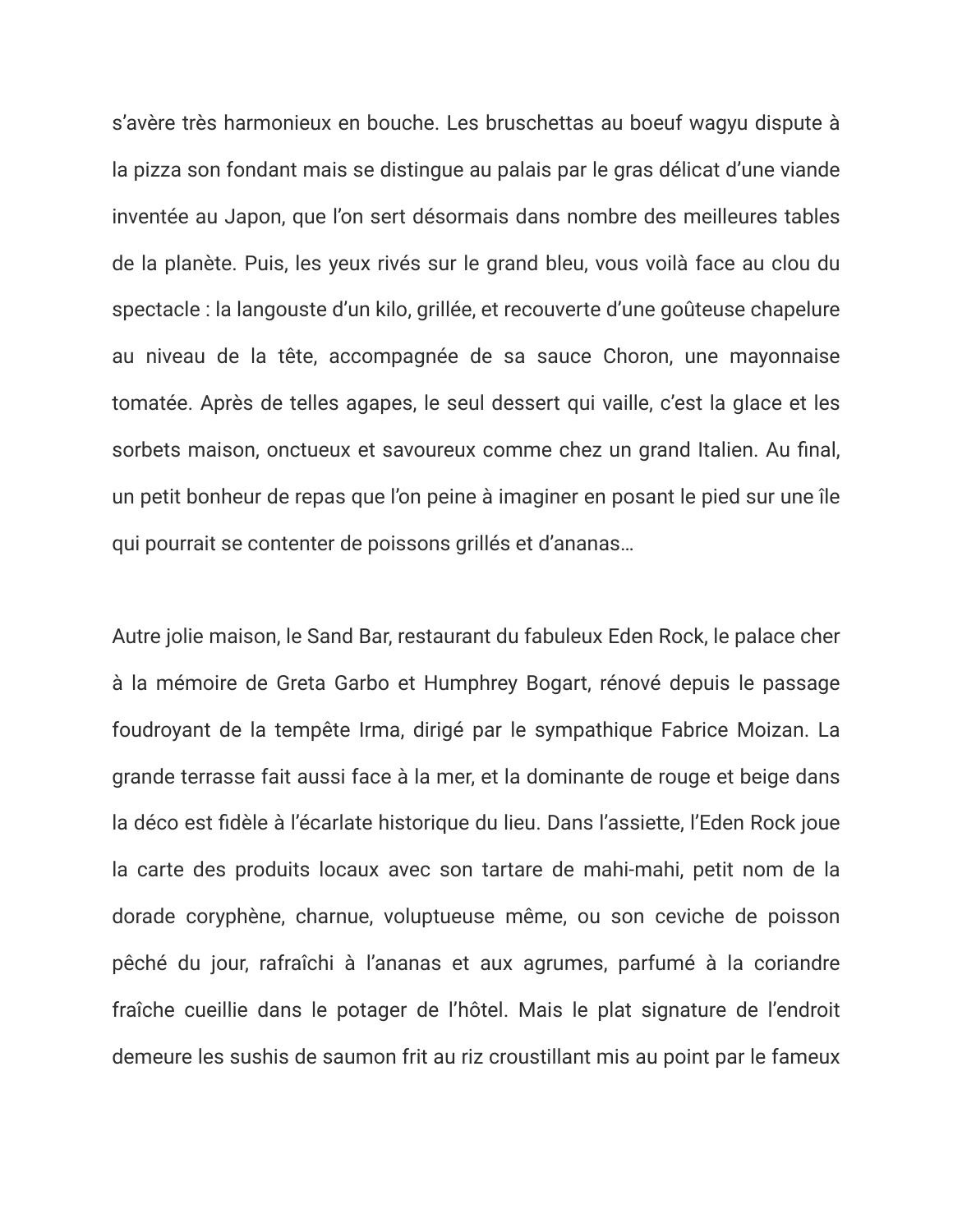s'avère très harmonieux en bouche. Les bruschettas au boeuf wagyu dispute à la pizza son fondant mais se distingue au palais par le gras délicat d'une viande inventée au Japon, que l'on sert désormais dans nombre des meilleures tables de la planète. Puis, les yeux rivés sur le grand bleu, vous voilà face au clou du spectacle : la langouste d'un kilo, grillée, et recouverte d'une goûteuse chapelure au niveau de la tête, accompagnée de sa sauce Choron, une mayonnaise tomatée. Après de telles agapes, le seul dessert qui vaille, c'est la glace et les sorbets maison, onctueux et savoureux comme chez un grand Italien. Au final, un petit bonheur de repas que l'on peine à imaginer en posant le pied sur une île qui pourrait se contenter de poissons grillés et d'ananas…

Autre jolie maison, le Sand Bar, restaurant du fabuleux Eden Rock, le palace cher à la mémoire de Greta Garbo et Humphrey Bogart, rénové depuis le passage foudroyant de la tempête Irma, dirigé par le sympathique Fabrice Moizan. La grande terrasse fait aussi face à la mer, et la dominante de rouge et beige dans la déco est fidèle à l'écarlate historique du lieu. Dans l'assiette, l'Eden Rock joue la carte des produits locaux avec son tartare de mahi-mahi, petit nom de la dorade coryphène, charnue, voluptueuse même, ou son ceviche de poisson pêché du jour, rafraîchi à l'ananas et aux agrumes, parfumé à la coriandre fraîche cueillie dans le potager de l'hôtel. Mais le plat signature de l'endroit demeure les sushis de saumon frit au riz croustillant mis au point par le fameux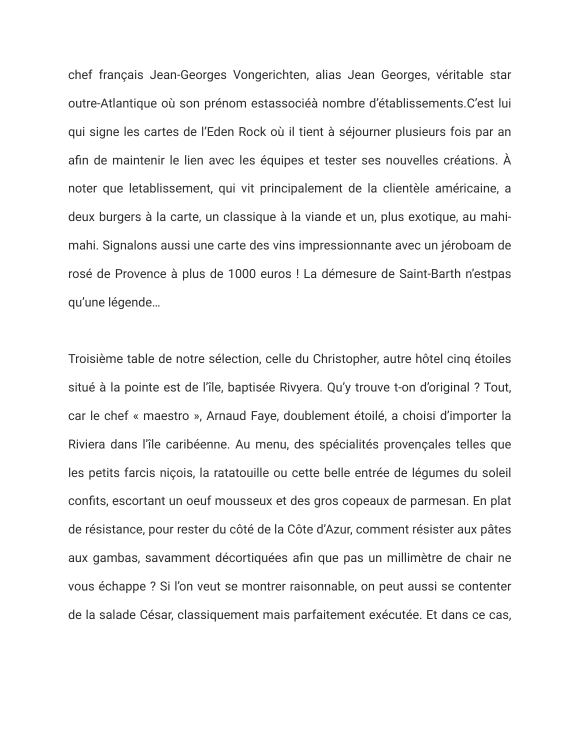chef français Jean-Georges Vongerichten, alias Jean Georges, véritable star outre-Atlantique où son prénom estassociéà nombre d'établissements.C'est lui qui signe les cartes de l'Eden Rock où il tient à séjourner plusieurs fois par an afin de maintenir le lien avec les équipes et tester ses nouvelles créations. À noter que letablissement, qui vit principalement de la clientèle américaine, a deux burgers à la carte, un classique à la viande et un, plus exotique, au mahi-mahi. Signalons aussi une carte des vins impressionnante avec un jéroboam de rosé de Provence à plus de 1000 euros ! La démesure de Saint-Barth n'estpas qu'une légende…

Troisième table de notre sélection, celle du Christopher, autre hôtel cinq étoiles situé à la pointe est de l'île, baptisée Rivyera. Qu'y trouve t-on d'original ? Tout, car le chef « maestro », Arnaud Faye, doublement étoilé, a choisi d'importer la Riviera dans l'île caribéenne. Au menu, des spécialités provençales telles que les petits farcis niçois, la ratatouille ou cette belle entrée de légumes du soleil confits, escortant un oeuf mousseux et des gros copeaux de parmesan. En plat de résistance, pour rester du côté de la Côte d'Azur, comment résister aux pâtes aux gambas, savamment décortiquées afin que pas un millimètre de chair ne vous échappe ? Si l'on veut se montrer raisonnable, on peut aussi se contenter de la salade César, classiquement mais parfaitement exécutée. Et dans ce cas,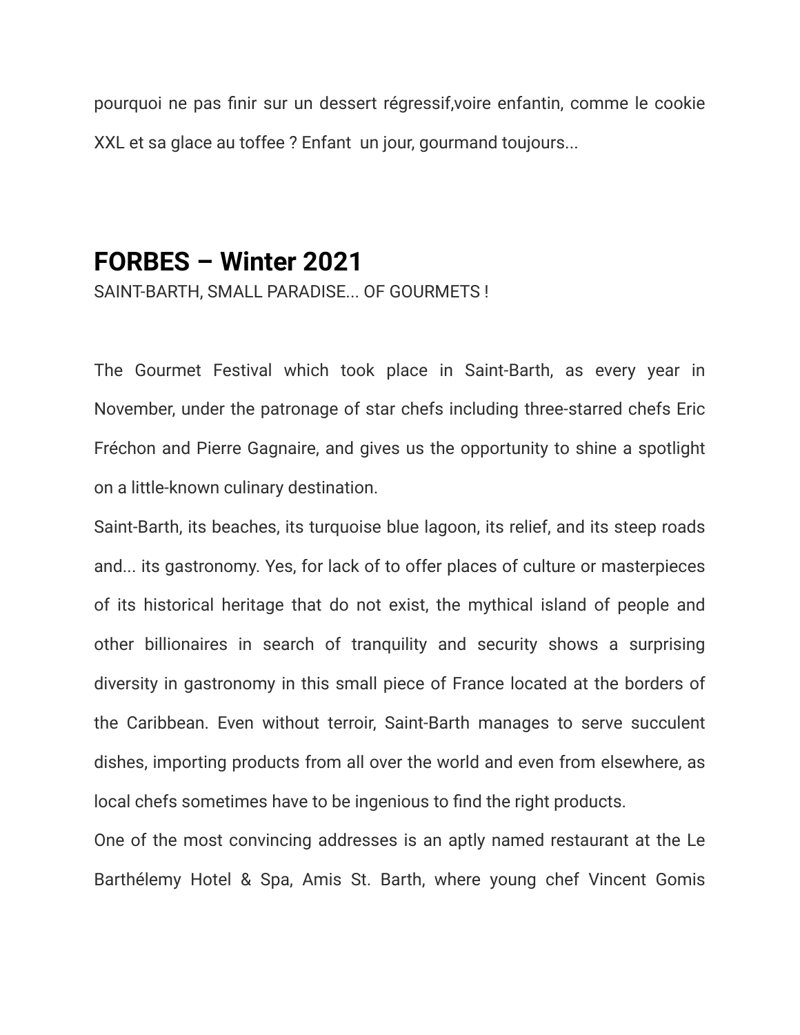pourquoi ne pas finir sur un dessert régressif,voire enfantin, comme le cookie XXL et sa glace au toffee ? Enfant  un jour, gourmand toujours...

## FORBES – Winter 2021

SAINT-BARTH, SMALL PARADISE... OF GOURMETS !

The Gourmet Festival which took place in Saint-Barth, as every year in November, under the patronage of star chefs including three-starred chefs Eric Fréchon and Pierre Gagnaire, and gives us the opportunity to shine a spotlight on a little-known culinary destination.

Saint-Barth, its beaches, its turquoise blue lagoon, its relief, and its steep roads and... its gastronomy. Yes, for lack of to offer places of culture or masterpieces of its historical heritage that do not exist, the mythical island of people and other billionaires in search of tranquility and security shows a surprising diversity in gastronomy in this small piece of France located at the borders of the Caribbean. Even without terroir, Saint-Barth manages to serve succulent dishes, importing products from all over the world and even from elsewhere, as local chefs sometimes have to be ingenious to find the right products.

One of the most convincing addresses is an aptly named restaurant at the Le Barthélemy Hotel & Spa, Amis St. Barth, where young chef Vincent Gomis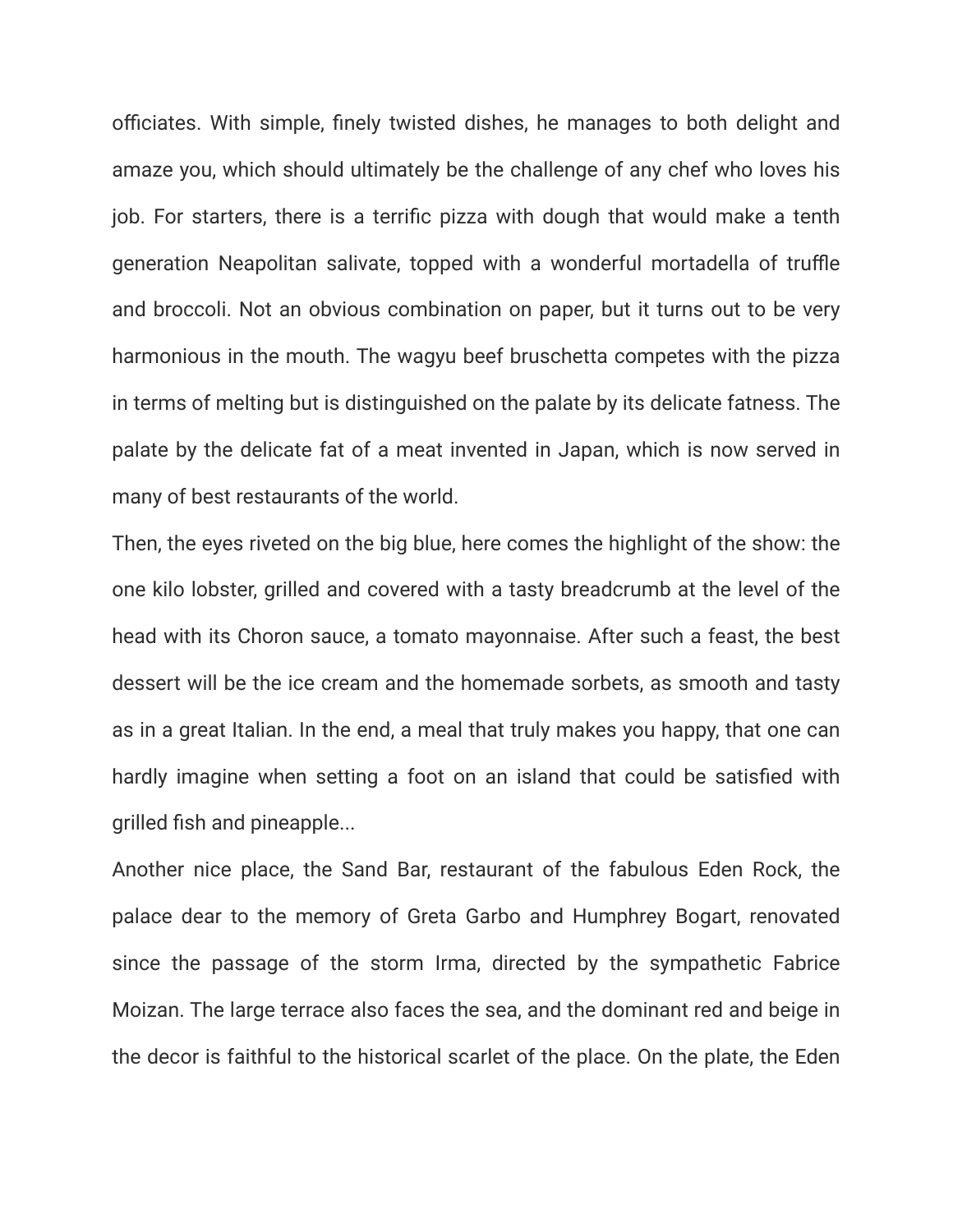officiates. With simple, finely twisted dishes, he manages to both delight and amaze you, which should ultimately be the challenge of any chef who loves his job. For starters, there is a terrific pizza with dough that would make a tenth generation Neapolitan salivate, topped with a wonderful mortadella of truffle and broccoli. Not an obvious combination on paper, but it turns out to be very harmonious in the mouth. The wagyu beef bruschetta competes with the pizza in terms of melting but is distinguished on the palate by its delicate fatness. The palate by the delicate fat of a meat invented in Japan, which is now served in many of best restaurants of the world.

Then, the eyes riveted on the big blue, here comes the highlight of the show: the one kilo lobster, grilled and covered with a tasty breadcrumb at the level of the head with its Choron sauce, a tomato mayonnaise. After such a feast, the best dessert will be the ice cream and the homemade sorbets, as smooth and tasty as in a great Italian. In the end, a meal that truly makes you happy, that one can hardly imagine when setting a foot on an island that could be satisfied with grilled fish and pineapple...

Another nice place, the Sand Bar, restaurant of the fabulous Eden Rock, the palace dear to the memory of Greta Garbo and Humphrey Bogart, renovated since the passage of the storm Irma, directed by the sympathetic Fabrice Moizan. The large terrace also faces the sea, and the dominant red and beige in the decor is faithful to the historical scarlet of the place. On the plate, the Eden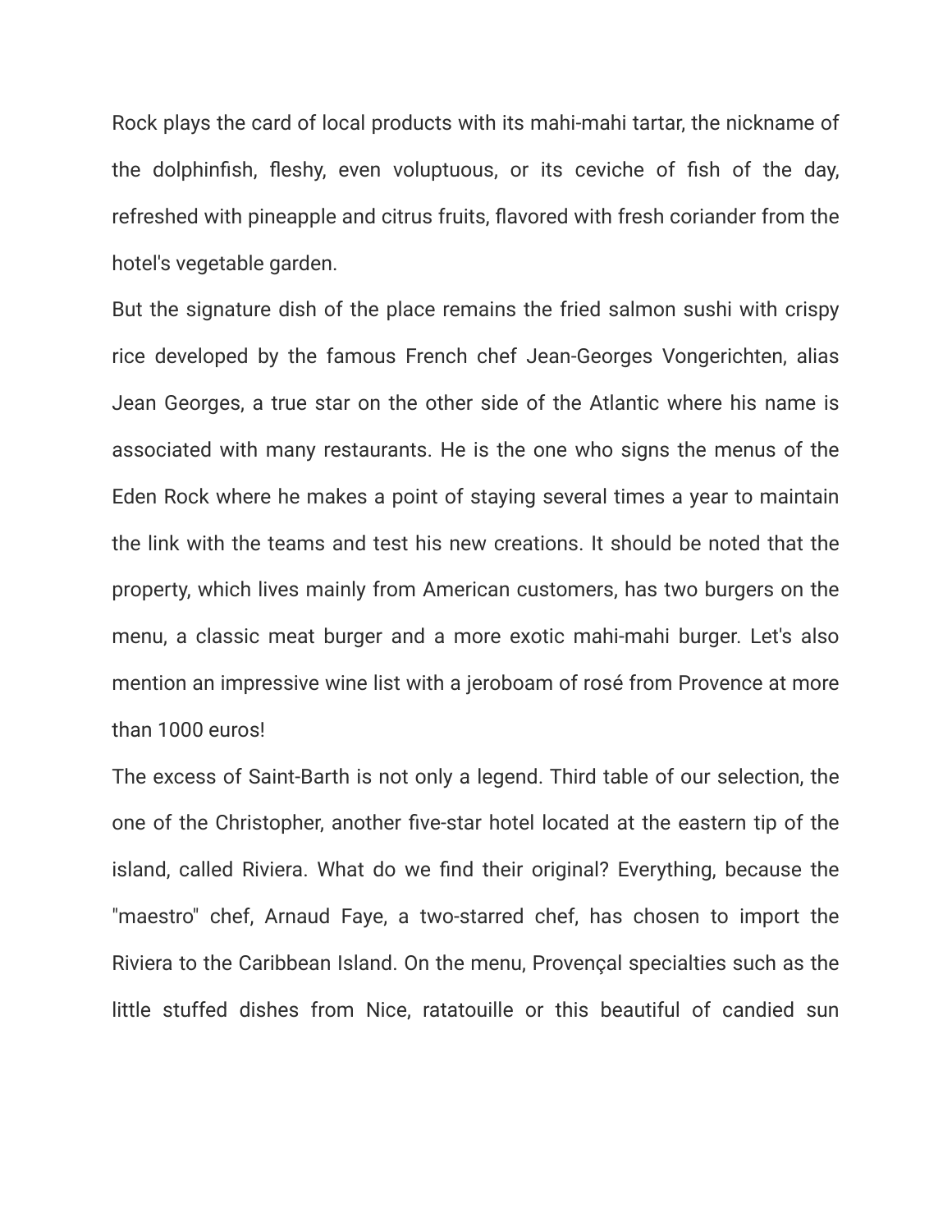Rock plays the card of local products with its mahi-mahi tartar, the nickname of the dolphinfish, fleshy, even voluptuous, or its ceviche of fish of the day, refreshed with pineapple and citrus fruits, flavored with fresh coriander from the hotel's vegetable garden.

But the signature dish of the place remains the fried salmon sushi with crispy rice developed by the famous French chef Jean-Georges Vongerichten, alias Jean Georges, a true star on the other side of the Atlantic where his name is associated with many restaurants. He is the one who signs the menus of the Eden Rock where he makes a point of staying several times a year to maintain the link with the teams and test his new creations. It should be noted that the property, which lives mainly from American customers, has two burgers on the menu, a classic meat burger and a more exotic mahi-mahi burger. Let's also mention an impressive wine list with a jeroboam of rosé from Provence at more than 1000 euros!

The excess of Saint-Barth is not only a legend. Third table of our selection, the one of the Christopher, another five-star hotel located at the eastern tip of the island, called Riviera. What do we find their original? Everything, because the "maestro" chef, Arnaud Faye, a two-starred chef, has chosen to import the Riviera to the Caribbean Island. On the menu, Provençal specialties such as the little stuffed dishes from Nice, ratatouille or this beautiful of candied sun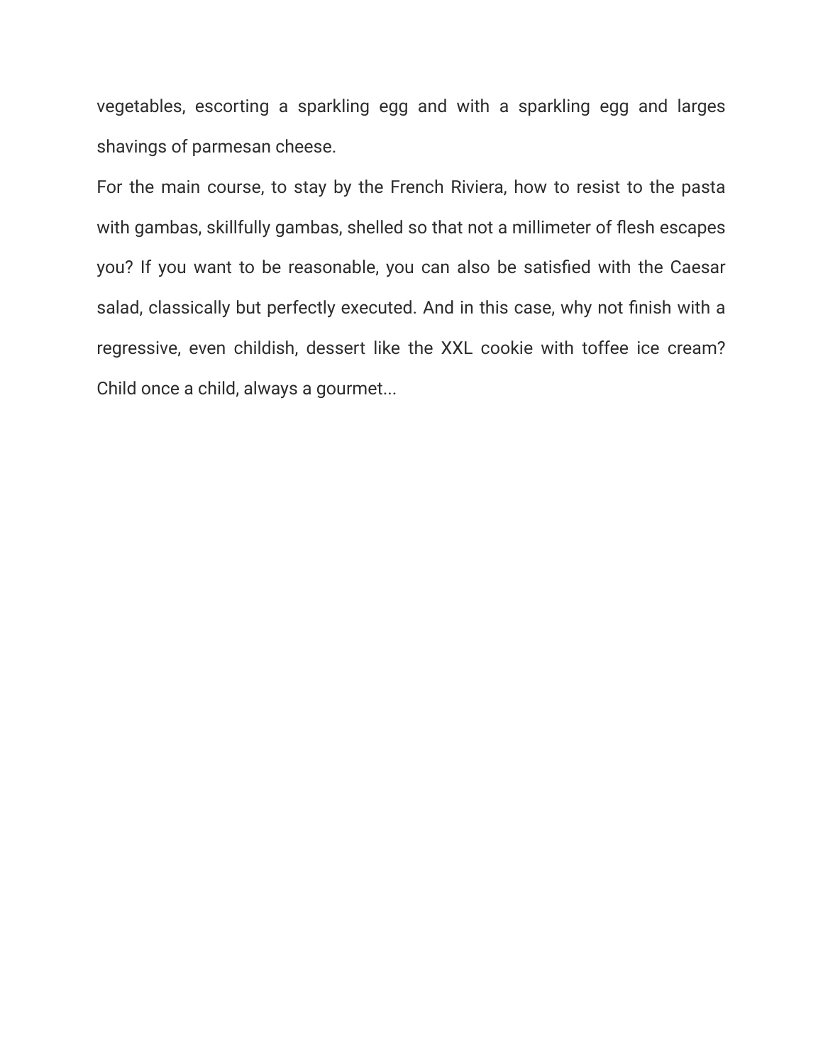vegetables, escorting a sparkling egg and with a sparkling egg and larges shavings of parmesan cheese.

For the main course, to stay by the French Riviera, how to resist to the pasta with gambas, skillfully gambas, shelled so that not a millimeter of flesh escapes you? If you want to be reasonable, you can also be satisfied with the Caesar salad, classically but perfectly executed. And in this case, why not finish with a regressive, even childish, dessert like the XXL cookie with toffee ice cream? Child once a child, always a gourmet...